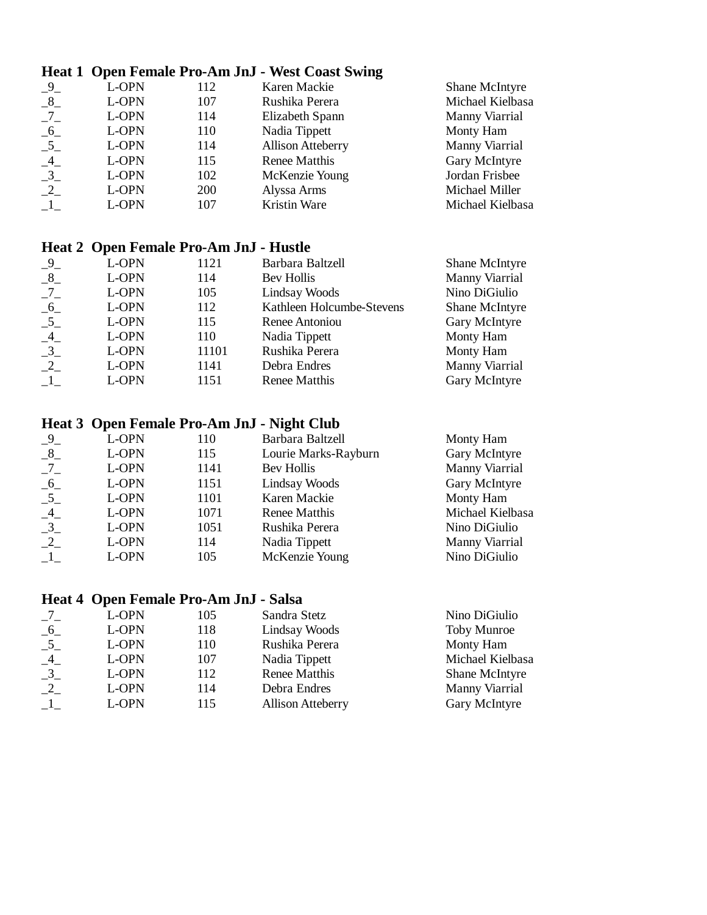### Heat 1  Open Female Pro-Am JnJ - West Coast Swing

| | | | | |
|---|---|---|---|---|
| _9_ | L-OPN | 112 | Karen Mackie | Shane McIntyre |
| _8_ | L-OPN | 107 | Rushika Perera | Michael Kielbasa |
| _7_ | L-OPN | 114 | Elizabeth Spann | Manny Viarrial |
| _6_ | L-OPN | 110 | Nadia Tippett | Monty Ham |
| _5_ | L-OPN | 114 | Allison Atteberry | Manny Viarrial |
| _4_ | L-OPN | 115 | Renee Matthis | Gary McIntyre |
| _3_ | L-OPN | 102 | McKenzie Young | Jordan Frisbee |
| _2_ | L-OPN | 200 | Alyssa Arms | Michael Miller |
| _1_ | L-OPN | 107 | Kristin Ware | Michael Kielbasa |

### Heat 2  Open Female Pro-Am JnJ - Hustle

| | | | | |
|---|---|---|---|---|
| _9_ | L-OPN | 1121 | Barbara Baltzell | Shane McIntyre |
| _8_ | L-OPN | 114 | Bev Hollis | Manny Viarrial |
| _7_ | L-OPN | 105 | Lindsay Woods | Nino DiGiulio |
| _6_ | L-OPN | 112 | Kathleen Holcumbe-Stevens | Shane McIntyre |
| _5_ | L-OPN | 115 | Renee Antoniou | Gary McIntyre |
| _4_ | L-OPN | 110 | Nadia Tippett | Monty Ham |
| _3_ | L-OPN | 11101 | Rushika Perera | Monty Ham |
| _2_ | L-OPN | 1141 | Debra Endres | Manny Viarrial |
| _1_ | L-OPN | 1151 | Renee Matthis | Gary McIntyre |

### Heat 3  Open Female Pro-Am JnJ - Night Club

| | | | | |
|---|---|---|---|---|
| _9_ | L-OPN | 110 | Barbara Baltzell | Monty Ham |
| _8_ | L-OPN | 115 | Lourie Marks-Rayburn | Gary McIntyre |
| _7_ | L-OPN | 1141 | Bev Hollis | Manny Viarrial |
| _6_ | L-OPN | 1151 | Lindsay Woods | Gary McIntyre |
| _5_ | L-OPN | 1101 | Karen Mackie | Monty Ham |
| _4_ | L-OPN | 1071 | Renee Matthis | Michael Kielbasa |
| _3_ | L-OPN | 1051 | Rushika Perera | Nino DiGiulio |
| _2_ | L-OPN | 114 | Nadia Tippett | Manny Viarrial |
| _1_ | L-OPN | 105 | McKenzie Young | Nino DiGiulio |

### Heat 4  Open Female Pro-Am JnJ - Salsa

| | | | | |
|---|---|---|---|---|
| _7_ | L-OPN | 105 | Sandra Stetz | Nino DiGiulio |
| _6_ | L-OPN | 118 | Lindsay Woods | Toby Munroe |
| _5_ | L-OPN | 110 | Rushika Perera | Monty Ham |
| _4_ | L-OPN | 107 | Nadia Tippett | Michael Kielbasa |
| _3_ | L-OPN | 112 | Renee Matthis | Shane McIntyre |
| _2_ | L-OPN | 114 | Debra Endres | Manny Viarrial |
| _1_ | L-OPN | 115 | Allison Atteberry | Gary McIntyre |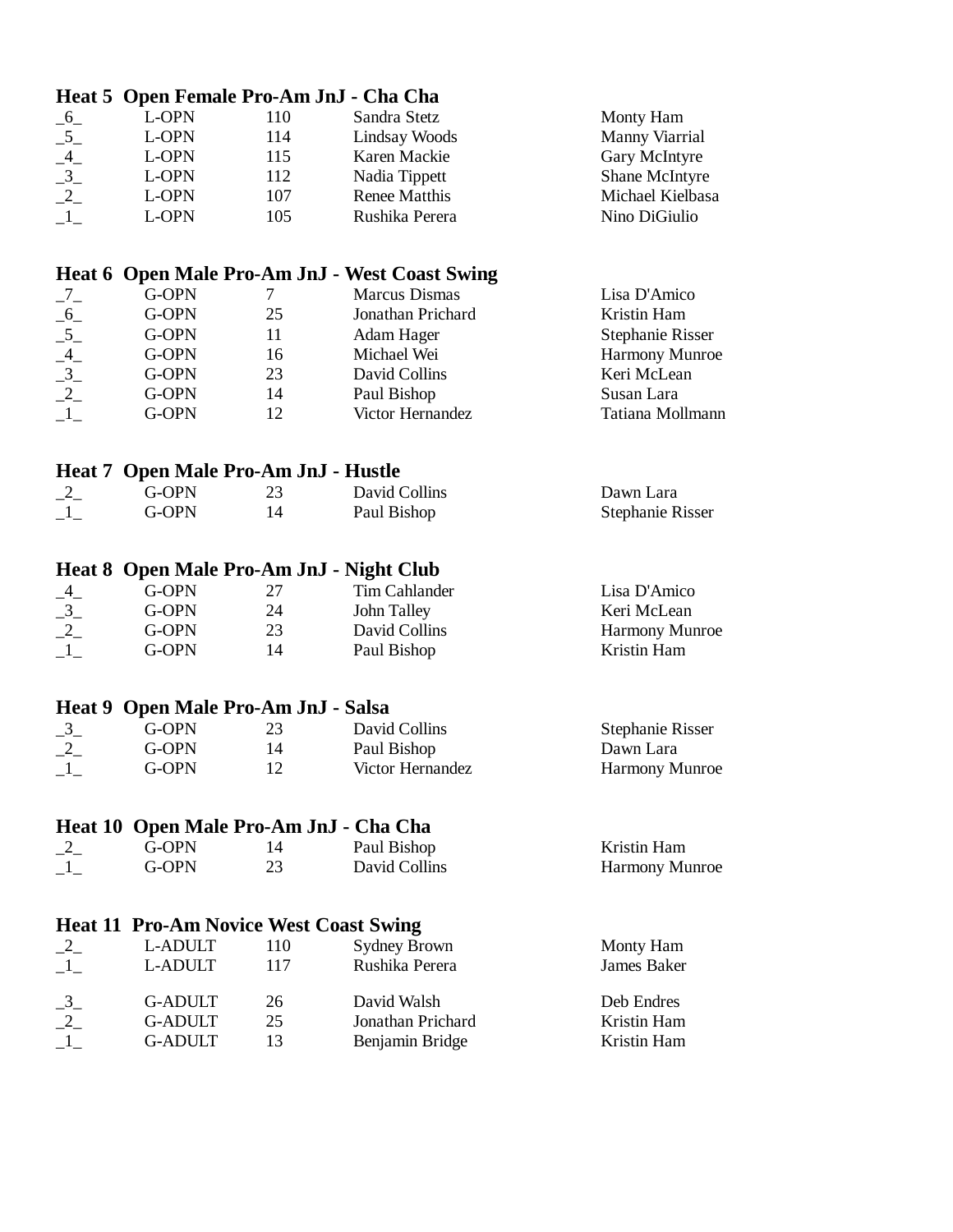### Heat 5 Open Female Pro-Am JnJ - Cha Cha

| | | | | |
|---|---|---|---|---|
| _6_ | L-OPN | 110 | Sandra Stetz | Monty Ham |
| _5_ | L-OPN | 114 | Lindsay Woods | Manny Viarrial |
| _4_ | L-OPN | 115 | Karen Mackie | Gary McIntyre |
| _3_ | L-OPN | 112 | Nadia Tippett | Shane McIntyre |
| _2_ | L-OPN | 107 | Renee Matthis | Michael Kielbasa |
| _1_ | L-OPN | 105 | Rushika Perera | Nino DiGiulio |

### Heat 6 Open Male Pro-Am JnJ - West Coast Swing

| | | | | |
|---|---|---|---|---|
| _7_ | G-OPN | 7 | Marcus Dismas | Lisa D'Amico |
| _6_ | G-OPN | 25 | Jonathan Prichard | Kristin Ham |
| _5_ | G-OPN | 11 | Adam Hager | Stephanie Risser |
| _4_ | G-OPN | 16 | Michael Wei | Harmony Munroe |
| _3_ | G-OPN | 23 | David Collins | Keri McLean |
| _2_ | G-OPN | 14 | Paul Bishop | Susan Lara |
| _1_ | G-OPN | 12 | Victor Hernandez | Tatiana Mollmann |

### Heat 7 Open Male Pro-Am JnJ - Hustle

| | | | | |
|---|---|---|---|---|
| _2_ | G-OPN | 23 | David Collins | Dawn Lara |
| _1_ | G-OPN | 14 | Paul Bishop | Stephanie Risser |

### Heat 8 Open Male Pro-Am JnJ - Night Club

| | | | | |
|---|---|---|---|---|
| _4_ | G-OPN | 27 | Tim Cahlander | Lisa D'Amico |
| _3_ | G-OPN | 24 | John Talley | Keri McLean |
| _2_ | G-OPN | 23 | David Collins | Harmony Munroe |
| _1_ | G-OPN | 14 | Paul Bishop | Kristin Ham |

### Heat 9 Open Male Pro-Am JnJ - Salsa

| | | | | |
|---|---|---|---|---|
| _3_ | G-OPN | 23 | David Collins | Stephanie Risser |
| _2_ | G-OPN | 14 | Paul Bishop | Dawn Lara |
| _1_ | G-OPN | 12 | Victor Hernandez | Harmony Munroe |

### Heat 10 Open Male Pro-Am JnJ - Cha Cha

| | | | | |
|---|---|---|---|---|
| _2_ | G-OPN | 14 | Paul Bishop | Kristin Ham |
| _1_ | G-OPN | 23 | David Collins | Harmony Munroe |

### Heat 11 Pro-Am Novice West Coast Swing

| | | | | |
|---|---|---|---|---|
| _2_ | L-ADULT | 110 | Sydney Brown | Monty Ham |
| _1_ | L-ADULT | 117 | Rushika Perera | James Baker |

| | | | | |
|---|---|---|---|---|
| _3_ | G-ADULT | 26 | David Walsh | Deb Endres |
| _2_ | G-ADULT | 25 | Jonathan Prichard | Kristin Ham |
| _1_ | G-ADULT | 13 | Benjamin Bridge | Kristin Ham |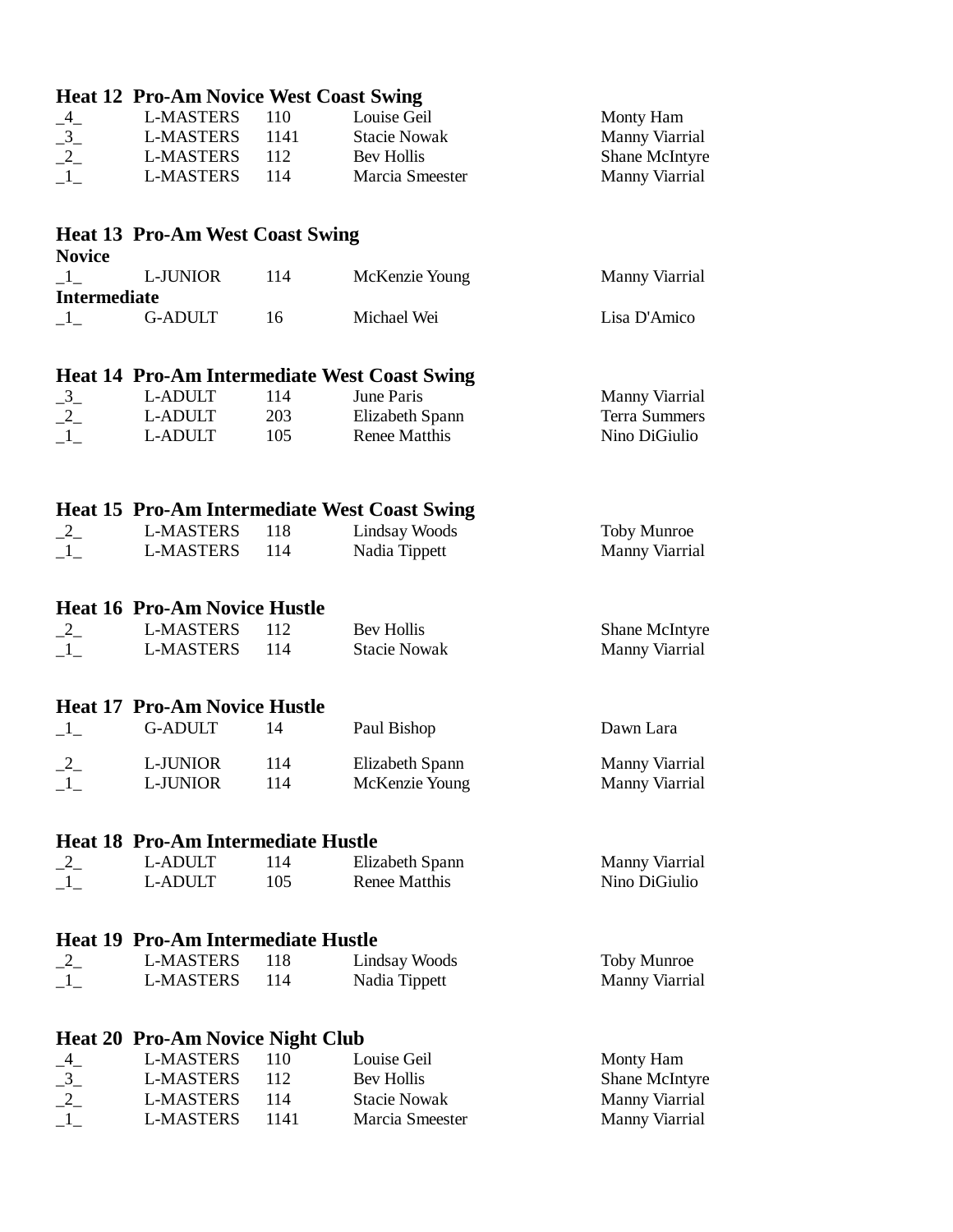**Heat 12  Pro-Am Novice West Coast Swing**

| | | | | |
|---|---|---|---|---|
| _4_ | L-MASTERS | 110 | Louise Geil | Monty Ham |
| _3_ | L-MASTERS | 1141 | Stacie Nowak | Manny Viarrial |
| _2_ | L-MASTERS | 112 | Bev Hollis | Shane McIntyre |
| _1_ | L-MASTERS | 114 | Marcia Smeester | Manny Viarrial |

**Heat 13  Pro-Am West Coast Swing**

**Novice**

| | | | | |
|---|---|---|---|---|
| _1_ | L-JUNIOR | 114 | McKenzie Young | Manny Viarrial |

**Intermediate**

| | | | | |
|---|---|---|---|---|
| _1_ | G-ADULT | 16 | Michael Wei | Lisa D'Amico |

**Heat 14  Pro-Am Intermediate West Coast Swing**

| | | | | |
|---|---|---|---|---|
| _3_ | L-ADULT | 114 | June Paris | Manny Viarrial |
| _2_ | L-ADULT | 203 | Elizabeth Spann | Terra Summers |
| _1_ | L-ADULT | 105 | Renee Matthis | Nino DiGiulio |

**Heat 15  Pro-Am Intermediate West Coast Swing**

| | | | | |
|---|---|---|---|---|
| _2_ | L-MASTERS | 118 | Lindsay Woods | Toby Munroe |
| _1_ | L-MASTERS | 114 | Nadia Tippett | Manny Viarrial |

**Heat 16  Pro-Am Novice Hustle**

| | | | | |
|---|---|---|---|---|
| _2_ | L-MASTERS | 112 | Bev Hollis | Shane McIntyre |
| _1_ | L-MASTERS | 114 | Stacie Nowak | Manny Viarrial |

**Heat 17  Pro-Am Novice Hustle**

| | | | | |
|---|---|---|---|---|
| _1_ | G-ADULT | 14 | Paul Bishop | Dawn Lara |
| _2_ | L-JUNIOR | 114 | Elizabeth Spann | Manny Viarrial |
| _1_ | L-JUNIOR | 114 | McKenzie Young | Manny Viarrial |

**Heat 18  Pro-Am Intermediate Hustle**

| | | | | |
|---|---|---|---|---|
| _2_ | L-ADULT | 114 | Elizabeth Spann | Manny Viarrial |
| _1_ | L-ADULT | 105 | Renee Matthis | Nino DiGiulio |

**Heat 19  Pro-Am Intermediate Hustle**

| | | | | |
|---|---|---|---|---|
| _2_ | L-MASTERS | 118 | Lindsay Woods | Toby Munroe |
| _1_ | L-MASTERS | 114 | Nadia Tippett | Manny Viarrial |

**Heat 20  Pro-Am Novice Night Club**

| | | | | |
|---|---|---|---|---|
| _4_ | L-MASTERS | 110 | Louise Geil | Monty Ham |
| _3_ | L-MASTERS | 112 | Bev Hollis | Shane McIntyre |
| _2_ | L-MASTERS | 114 | Stacie Nowak | Manny Viarrial |
| _1_ | L-MASTERS | 1141 | Marcia Smeester | Manny Viarrial |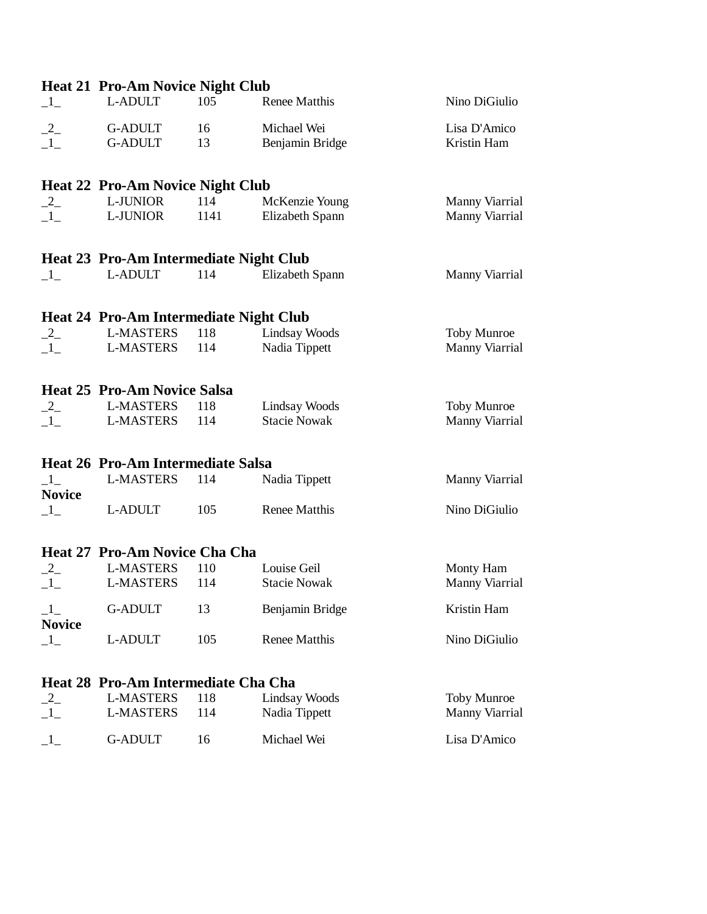**Heat 21 Pro-Am Novice Night Club**

| | | | | |
|---|---|---|---|---|
| _1_ | L-ADULT | 105 | Renee Matthis | Nino DiGiulio |
| _2_ | G-ADULT | 16 | Michael Wei | Lisa D'Amico |
| _1_ | G-ADULT | 13 | Benjamin Bridge | Kristin Ham |

**Heat 22 Pro-Am Novice Night Club**

| | | | | |
|---|---|---|---|---|
| _2_ | L-JUNIOR | 114 | McKenzie Young | Manny Viarrial |
| _1_ | L-JUNIOR | 1141 | Elizabeth Spann | Manny Viarrial |

**Heat 23 Pro-Am Intermediate Night Club**

| | | | | |
|---|---|---|---|---|
| _1_ | L-ADULT | 114 | Elizabeth Spann | Manny Viarrial |

**Heat 24 Pro-Am Intermediate Night Club**

| | | | | |
|---|---|---|---|---|
| _2_ | L-MASTERS | 118 | Lindsay Woods | Toby Munroe |
| _1_ | L-MASTERS | 114 | Nadia Tippett | Manny Viarrial |

**Heat 25 Pro-Am Novice Salsa**

| | | | | |
|---|---|---|---|---|
| _2_ | L-MASTERS | 118 | Lindsay Woods | Toby Munroe |
| _1_ | L-MASTERS | 114 | Stacie Nowak | Manny Viarrial |

**Heat 26 Pro-Am Intermediate Salsa**

| | | | | |
|---|---|---|---|---|
| _1_ | L-MASTERS | 114 | Nadia Tippett | Manny Viarrial |

**Novice**

| | | | | |
|---|---|---|---|---|
| _1_ | L-ADULT | 105 | Renee Matthis | Nino DiGiulio |

**Heat 27 Pro-Am Novice Cha Cha**

| | | | | |
|---|---|---|---|---|
| _2_ | L-MASTERS | 110 | Louise Geil | Monty Ham |
| _1_ | L-MASTERS | 114 | Stacie Nowak | Manny Viarrial |
| _1_ | G-ADULT | 13 | Benjamin Bridge | Kristin Ham |

**Novice**

| | | | | |
|---|---|---|---|---|
| _1_ | L-ADULT | 105 | Renee Matthis | Nino DiGiulio |

**Heat 28 Pro-Am Intermediate Cha Cha**

| | | | | |
|---|---|---|---|---|
| _2_ | L-MASTERS | 118 | Lindsay Woods | Toby Munroe |
| _1_ | L-MASTERS | 114 | Nadia Tippett | Manny Viarrial |
| _1_ | G-ADULT | 16 | Michael Wei | Lisa D'Amico |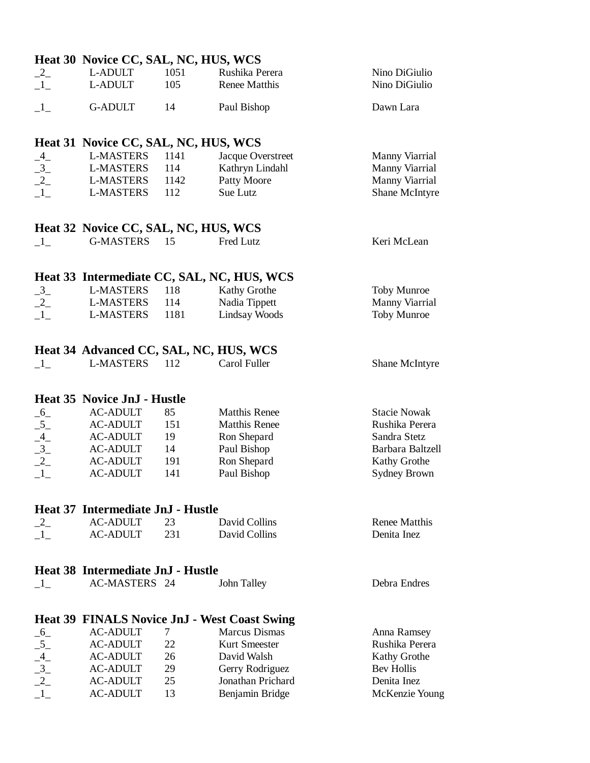**Heat 30  Novice CC, SAL, NC, HUS, WCS**

| | | | | |
|---|---|---|---|---|
| _2_ | L-ADULT | 1051 | Rushika Perera | Nino DiGiulio |
| _1_ | L-ADULT | 105 | Renee Matthis | Nino DiGiulio |
| _1_ | G-ADULT | 14 | Paul Bishop | Dawn Lara |

**Heat 31  Novice CC, SAL, NC, HUS, WCS**

| | | | | |
|---|---|---|---|---|
| _4_ | L-MASTERS | 1141 | Jacque Overstreet | Manny Viarrial |
| _3_ | L-MASTERS | 114 | Kathryn Lindahl | Manny Viarrial |
| _2_ | L-MASTERS | 1142 | Patty Moore | Manny Viarrial |
| _1_ | L-MASTERS | 112 | Sue Lutz | Shane McIntyre |

**Heat 32  Novice CC, SAL, NC, HUS, WCS**

| | | | | |
|---|---|---|---|---|
| _1_ | G-MASTERS | 15 | Fred Lutz | Keri McLean |

**Heat 33  Intermediate CC, SAL, NC, HUS, WCS**

| | | | | |
|---|---|---|---|---|
| _3_ | L-MASTERS | 118 | Kathy Grothe | Toby Munroe |
| _2_ | L-MASTERS | 114 | Nadia Tippett | Manny Viarrial |
| _1_ | L-MASTERS | 1181 | Lindsay Woods | Toby Munroe |

**Heat 34  Advanced CC, SAL, NC, HUS, WCS**

| | | | | |
|---|---|---|---|---|
| _1_ | L-MASTERS | 112 | Carol Fuller | Shane McIntyre |

**Heat 35  Novice JnJ - Hustle**

| | | | | |
|---|---|---|---|---|
| _6_ | AC-ADULT | 85 | Matthis Renee | Stacie Nowak |
| _5_ | AC-ADULT | 151 | Matthis Renee | Rushika Perera |
| _4_ | AC-ADULT | 19 | Ron Shepard | Sandra Stetz |
| _3_ | AC-ADULT | 14 | Paul Bishop | Barbara Baltzell |
| _2_ | AC-ADULT | 191 | Ron Shepard | Kathy Grothe |
| _1_ | AC-ADULT | 141 | Paul Bishop | Sydney Brown |

**Heat 37  Intermediate JnJ - Hustle**

| | | | | |
|---|---|---|---|---|
| _2_ | AC-ADULT | 23 | David Collins | Renee Matthis |
| _1_ | AC-ADULT | 231 | David Collins | Denita Inez |

**Heat 38  Intermediate JnJ - Hustle**

| | | | | |
|---|---|---|---|---|
| _1_ | AC-MASTERS | 24 | John Talley | Debra Endres |

**Heat 39  FINALS Novice JnJ - West Coast Swing**

| | | | | |
|---|---|---|---|---|
| _6_ | AC-ADULT | 7 | Marcus Dismas | Anna Ramsey |
| _5_ | AC-ADULT | 22 | Kurt Smeester | Rushika Perera |
| _4_ | AC-ADULT | 26 | David Walsh | Kathy Grothe |
| _3_ | AC-ADULT | 29 | Gerry Rodriguez | Bev Hollis |
| _2_ | AC-ADULT | 25 | Jonathan Prichard | Denita Inez |
| _1_ | AC-ADULT | 13 | Benjamin Bridge | McKenzie Young |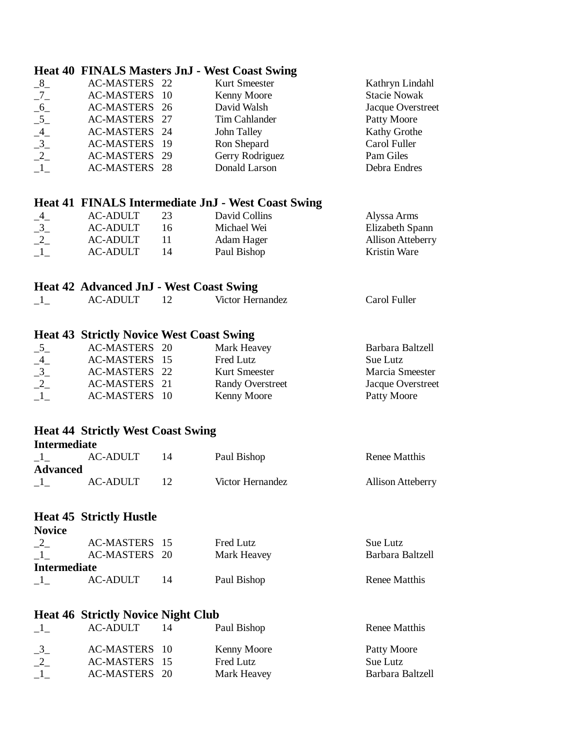### Heat 40 FINALS Masters JnJ - West Coast Swing

| | | | | |
|---|---|---|---|---|
| _8_ | AC-MASTERS | 22 | Kurt Smeester | Kathryn Lindahl |
| _7_ | AC-MASTERS | 10 | Kenny Moore | Stacie Nowak |
| _6_ | AC-MASTERS | 26 | David Walsh | Jacque Overstreet |
| _5_ | AC-MASTERS | 27 | Tim Cahlander | Patty Moore |
| _4_ | AC-MASTERS | 24 | John Talley | Kathy Grothe |
| _3_ | AC-MASTERS | 19 | Ron Shepard | Carol Fuller |
| _2_ | AC-MASTERS | 29 | Gerry Rodriguez | Pam Giles |
| _1_ | AC-MASTERS | 28 | Donald Larson | Debra Endres |

### Heat 41 FINALS Intermediate JnJ - West Coast Swing

| | | | | |
|---|---|---|---|---|
| _4_ | AC-ADULT | 23 | David Collins | Alyssa Arms |
| _3_ | AC-ADULT | 16 | Michael Wei | Elizabeth Spann |
| _2_ | AC-ADULT | 11 | Adam Hager | Allison Atteberry |
| _1_ | AC-ADULT | 14 | Paul Bishop | Kristin Ware |

### Heat 42 Advanced JnJ - West Coast Swing

| | | | | |
|---|---|---|---|---|
| _1_ | AC-ADULT | 12 | Victor Hernandez | Carol Fuller |

### Heat 43 Strictly Novice West Coast Swing

| | | | | |
|---|---|---|---|---|
| _5_ | AC-MASTERS | 20 | Mark Heavey | Barbara Baltzell |
| _4_ | AC-MASTERS | 15 | Fred Lutz | Sue Lutz |
| _3_ | AC-MASTERS | 22 | Kurt Smeester | Marcia Smeester |
| _2_ | AC-MASTERS | 21 | Randy Overstreet | Jacque Overstreet |
| _1_ | AC-MASTERS | 10 | Kenny Moore | Patty Moore |

### Heat 44 Strictly West Coast Swing

**Intermediate**

| | | | | |
|---|---|---|---|---|
| _1_ | AC-ADULT | 14 | Paul Bishop | Renee Matthis |

**Advanced**

| | | | | |
|---|---|---|---|---|
| _1_ | AC-ADULT | 12 | Victor Hernandez | Allison Atteberry |

### Heat 45 Strictly Hustle

**Novice**

| | | | | |
|---|---|---|---|---|
| _2_ | AC-MASTERS | 15 | Fred Lutz | Sue Lutz |
| _1_ | AC-MASTERS | 20 | Mark Heavey | Barbara Baltzell |

**Intermediate**

| | | | | |
|---|---|---|---|---|
| _1_ | AC-ADULT | 14 | Paul Bishop | Renee Matthis |

### Heat 46 Strictly Novice Night Club

| | | | | |
|---|---|---|---|---|
| _1_ | AC-ADULT | 14 | Paul Bishop | Renee Matthis |

| | | | | |
|---|---|---|---|---|
| _3_ | AC-MASTERS | 10 | Kenny Moore | Patty Moore |
| _2_ | AC-MASTERS | 15 | Fred Lutz | Sue Lutz |
| _1_ | AC-MASTERS | 20 | Mark Heavey | Barbara Baltzell |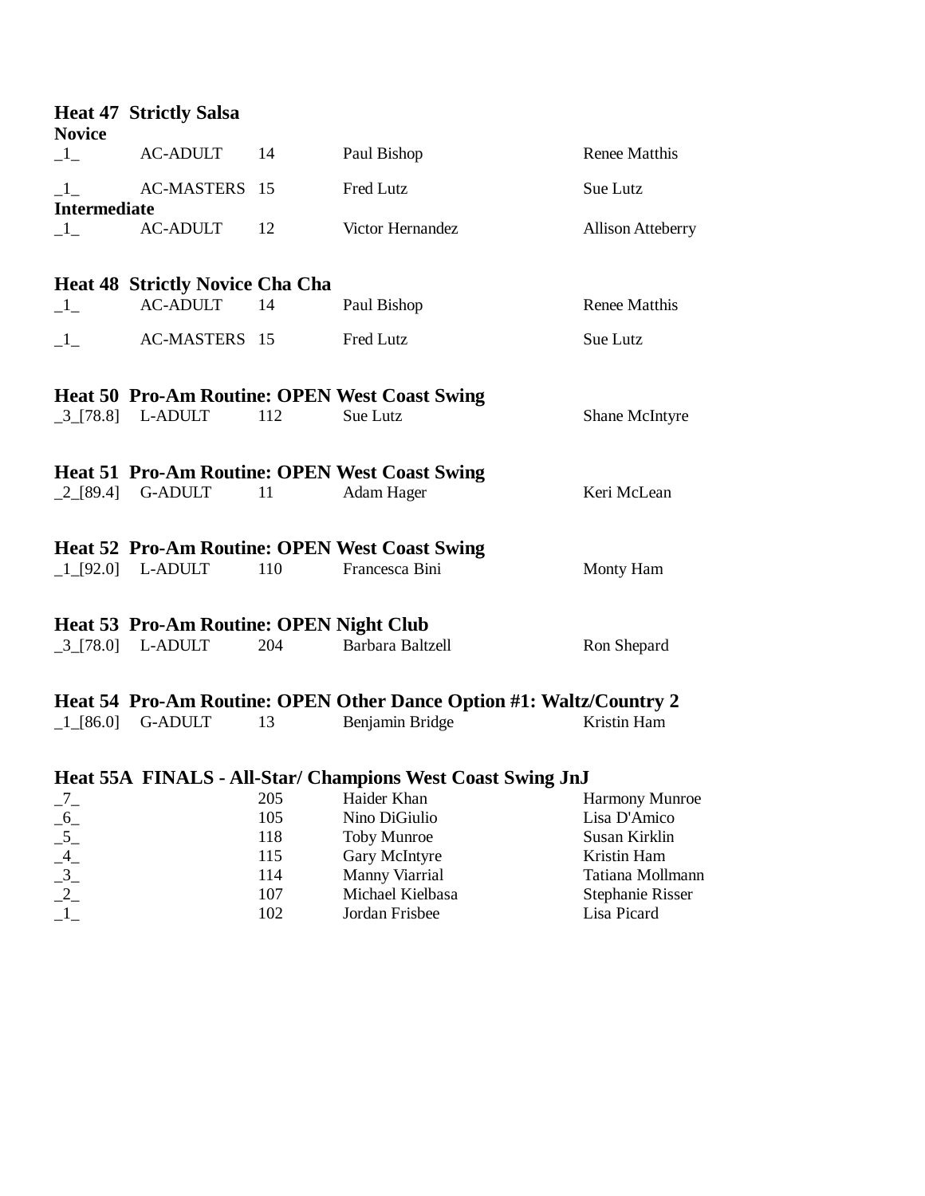**Heat 47 Strictly Salsa**

**Novice**

| | | | | |
|---|---|---|---|---|
| _1_ | AC-ADULT | 14 | Paul Bishop | Renee Matthis |
| _1_ | AC-MASTERS | 15 | Fred Lutz | Sue Lutz |

**Intermediate**

| | | | | |
|---|---|---|---|---|
| _1_ | AC-ADULT | 12 | Victor Hernandez | Allison Atteberry |

**Heat 48 Strictly Novice Cha Cha**

| | | | | |
|---|---|---|---|---|
| _1_ | AC-ADULT | 14 | Paul Bishop | Renee Matthis |
| _1_ | AC-MASTERS | 15 | Fred Lutz | Sue Lutz |

**Heat 50 Pro-Am Routine: OPEN West Coast Swing**

| | | | | |
|---|---|---|---|---|
| _3_[78.8] | L-ADULT | 112 | Sue Lutz | Shane McIntyre |

**Heat 51 Pro-Am Routine: OPEN West Coast Swing**

| | | | | |
|---|---|---|---|---|
| _2_[89.4] | G-ADULT | 11 | Adam Hager | Keri McLean |

**Heat 52 Pro-Am Routine: OPEN West Coast Swing**

| | | | | |
|---|---|---|---|---|
| _1_[92.0] | L-ADULT | 110 | Francesca Bini | Monty Ham |

**Heat 53 Pro-Am Routine: OPEN Night Club**

| | | | | |
|---|---|---|---|---|
| _3_[78.0] | L-ADULT | 204 | Barbara Baltzell | Ron Shepard |

**Heat 54 Pro-Am Routine: OPEN Other Dance Option #1: Waltz/Country 2**

| | | | | |
|---|---|---|---|---|
| _1_[86.0] | G-ADULT | 13 | Benjamin Bridge | Kristin Ham |

**Heat 55A FINALS - All-Star/ Champions West Coast Swing JnJ**

| | | | | |
|---|---|---|---|---|
| _7_ | | 205 | Haider Khan | Harmony Munroe |
| _6_ | | 105 | Nino DiGiulio | Lisa D'Amico |
| _5_ | | 118 | Toby Munroe | Susan Kirklin |
| _4_ | | 115 | Gary McIntyre | Kristin Ham |
| _3_ | | 114 | Manny Viarrial | Tatiana Mollmann |
| _2_ | | 107 | Michael Kielbasa | Stephanie Risser |
| _1_ | | 102 | Jordan Frisbee | Lisa Picard |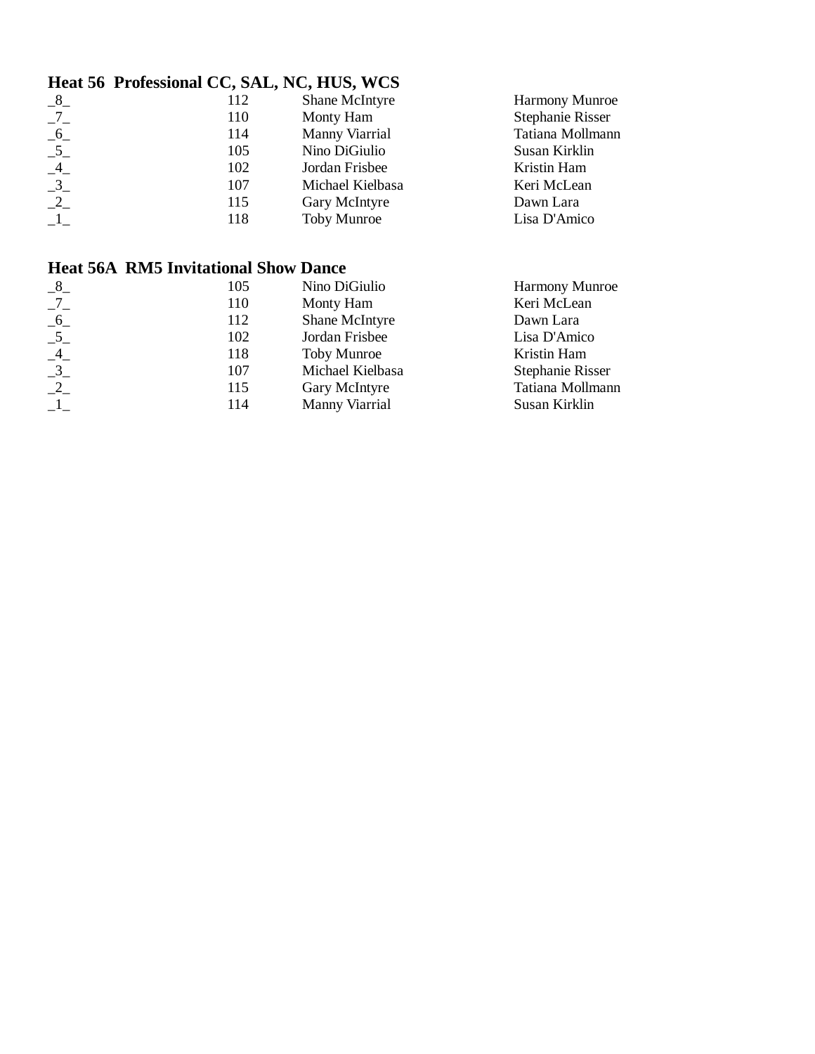**Heat 56 Professional CC, SAL, NC, HUS, WCS**

| | | | |
|---|---|---|---|
| _8_ | 112 | Shane McIntyre | Harmony Munroe |
| _7_ | 110 | Monty Ham | Stephanie Risser |
| _6_ | 114 | Manny Viarrial | Tatiana Mollmann |
| _5_ | 105 | Nino DiGiulio | Susan Kirklin |
| _4_ | 102 | Jordan Frisbee | Kristin Ham |
| _3_ | 107 | Michael Kielbasa | Keri McLean |
| _2_ | 115 | Gary McIntyre | Dawn Lara |
| _1_ | 118 | Toby Munroe | Lisa D'Amico |

**Heat 56A RM5 Invitational Show Dance**

| | | | |
|---|---|---|---|
| _8_ | 105 | Nino DiGiulio | Harmony Munroe |
| _7_ | 110 | Monty Ham | Keri McLean |
| _6_ | 112 | Shane McIntyre | Dawn Lara |
| _5_ | 102 | Jordan Frisbee | Lisa D'Amico |
| _4_ | 118 | Toby Munroe | Kristin Ham |
| _3_ | 107 | Michael Kielbasa | Stephanie Risser |
| _2_ | 115 | Gary McIntyre | Tatiana Mollmann |
| _1_ | 114 | Manny Viarrial | Susan Kirklin |